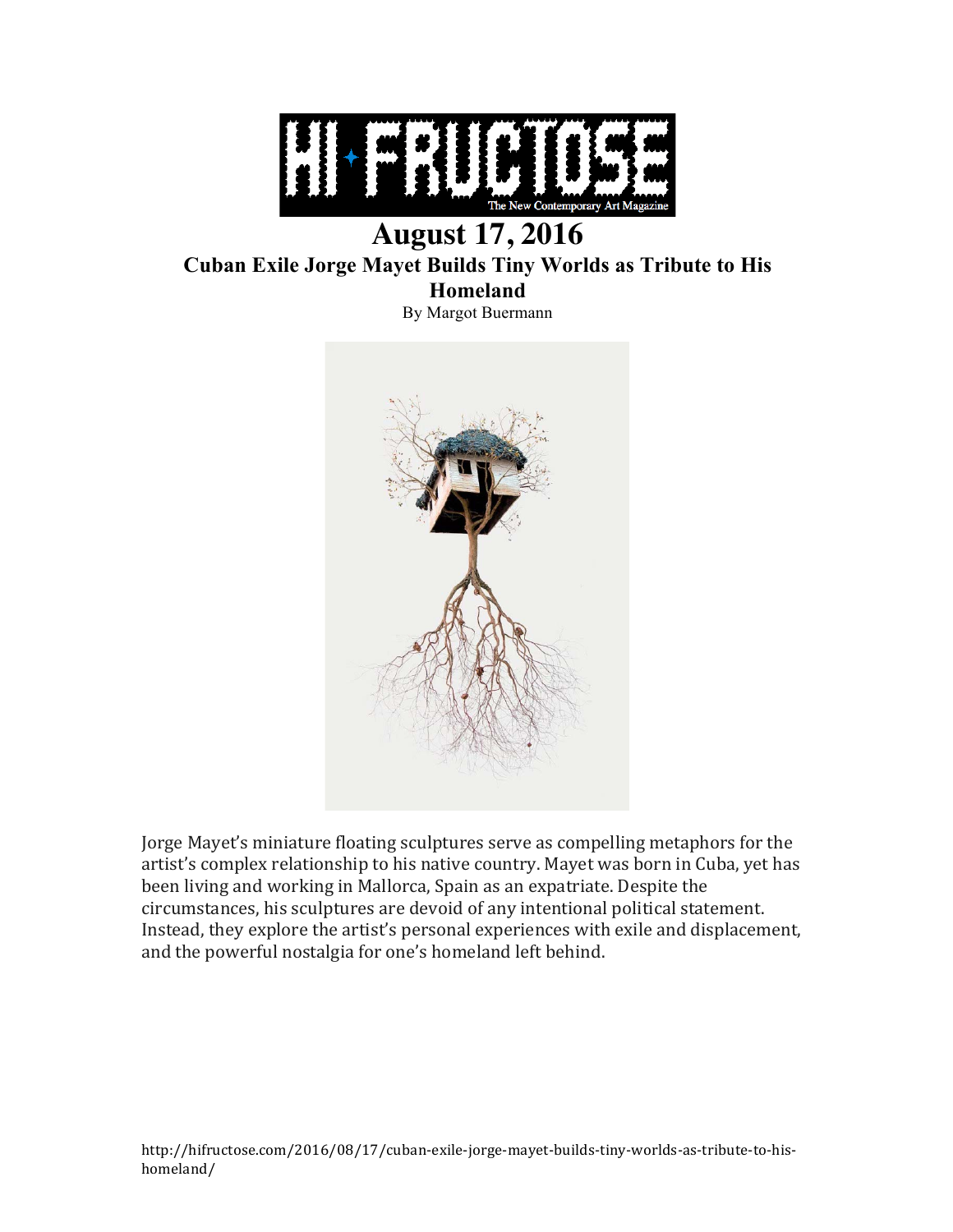# HI FRUCTOSE

The New Contemporary Art Magazine

## August 17, 2016

### Cuban Exile Jorge Mayet Builds Tiny Worlds as Tribute to His Homeland

By Margot Buermann

Jorge Mayet's miniature floating sculptures serve as compelling metaphors for the artist's complex relationship to his native country. Mayet was born in Cuba, yet has been living and working in Mallorca, Spain as an expatriate. Despite the circumstances, his sculptures are devoid of any intentional political statement. Instead, they explore the artist's personal experiences with exile and displacement, and the powerful nostalgia for one's homeland left behind.

http://hifructose.com/2016/08/17/cuban-exile-jorge-mayet-builds-tiny-worlds-as-tribute-to-his-homeland/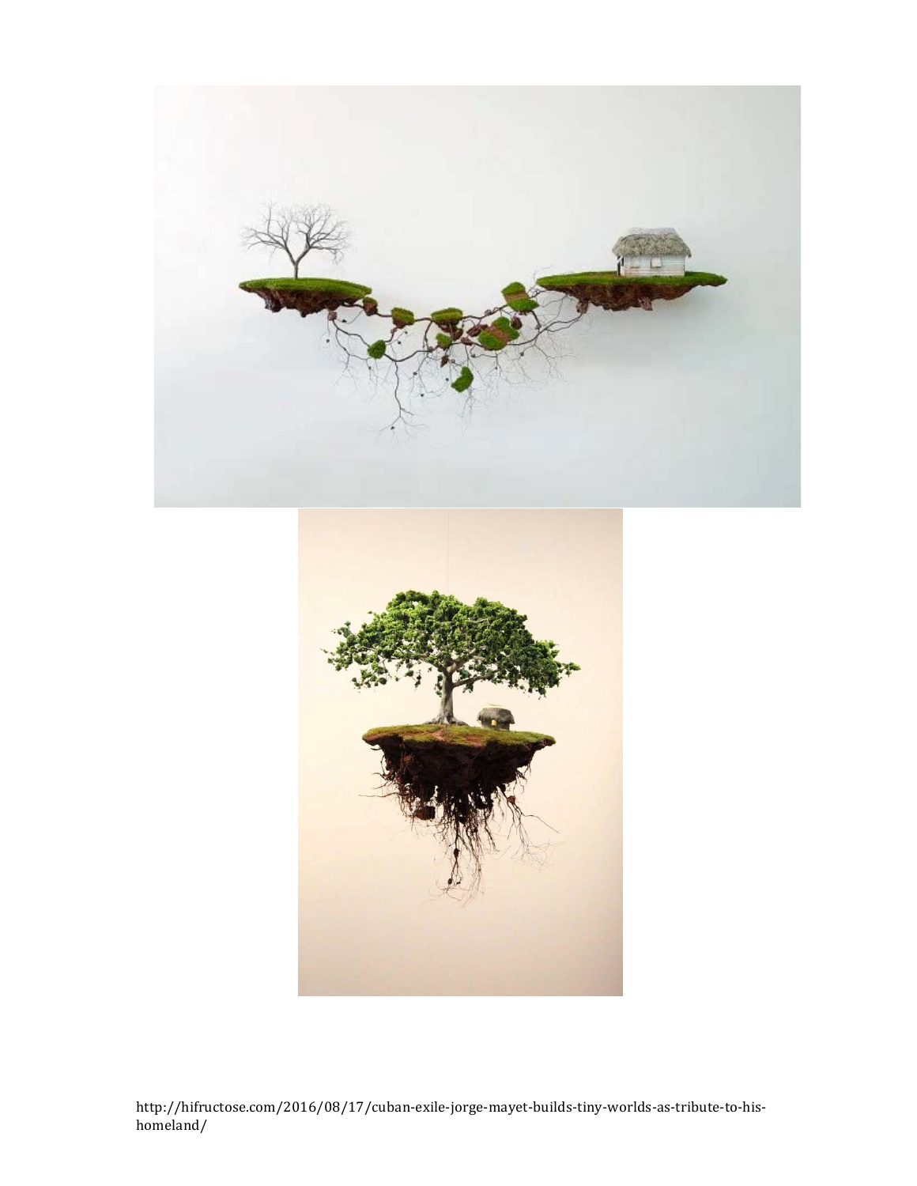http://hifructose.com/2016/08/17/cuban-exile-jorge-mayet-builds-tiny-worlds-as-tribute-to-his-homeland/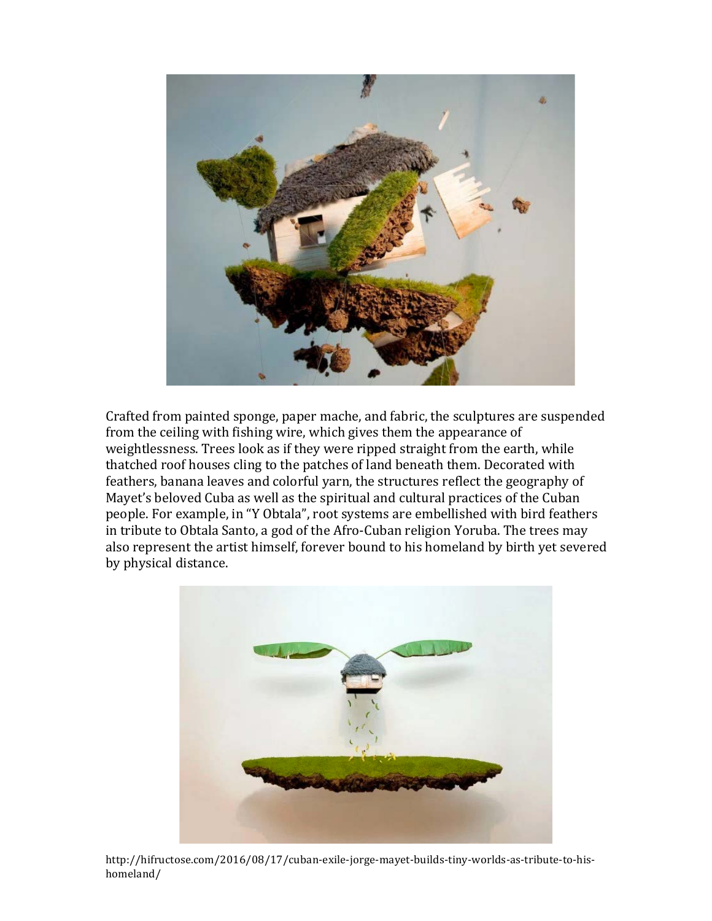Crafted from painted sponge, paper mache, and fabric, the sculptures are suspended from the ceiling with fishing wire, which gives them the appearance of weightlessness. Trees look as if they were ripped straight from the earth, while thatched roof houses cling to the patches of land beneath them. Decorated with feathers, banana leaves and colorful yarn, the structures reflect the geography of Mayet's beloved Cuba as well as the spiritual and cultural practices of the Cuban people. For example, in "Y Obtala", root systems are embellished with bird feathers in tribute to Obtala Santo, a god of the Afro-Cuban religion Yoruba. The trees may also represent the artist himself, forever bound to his homeland by birth yet severed by physical distance.

http://hifructose.com/2016/08/17/cuban-exile-jorge-mayet-builds-tiny-worlds-as-tribute-to-his-homeland/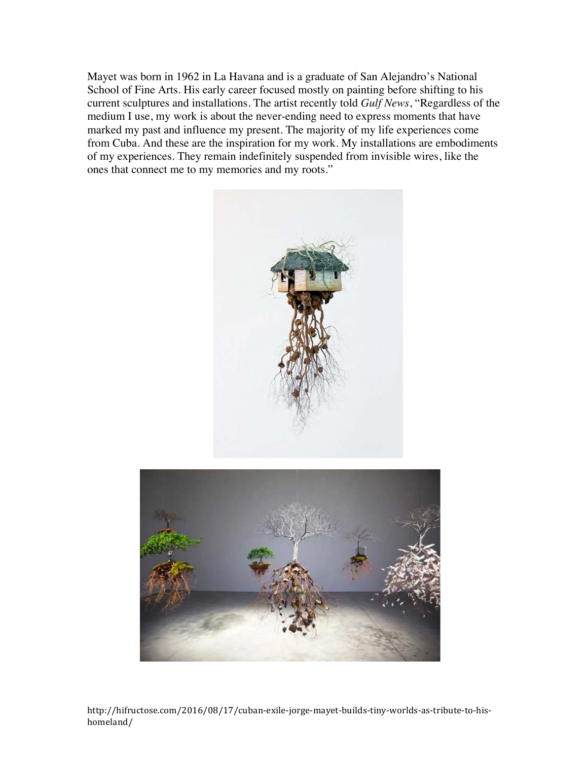Mayet was born in 1962 in La Havana and is a graduate of San Alejandro's National School of Fine Arts. His early career focused mostly on painting before shifting to his current sculptures and installations. The artist recently told *Gulf News*, "Regardless of the medium I use, my work is about the never-ending need to express moments that have marked my past and influence my present. The majority of my life experiences come from Cuba. And these are the inspiration for my work. My installations are embodiments of my experiences. They remain indefinitely suspended from invisible wires, like the ones that connect me to my memories and my roots."

http://hifructose.com/2016/08/17/cuban-exile-jorge-mayet-builds-tiny-worlds-as-tribute-to-his-homeland/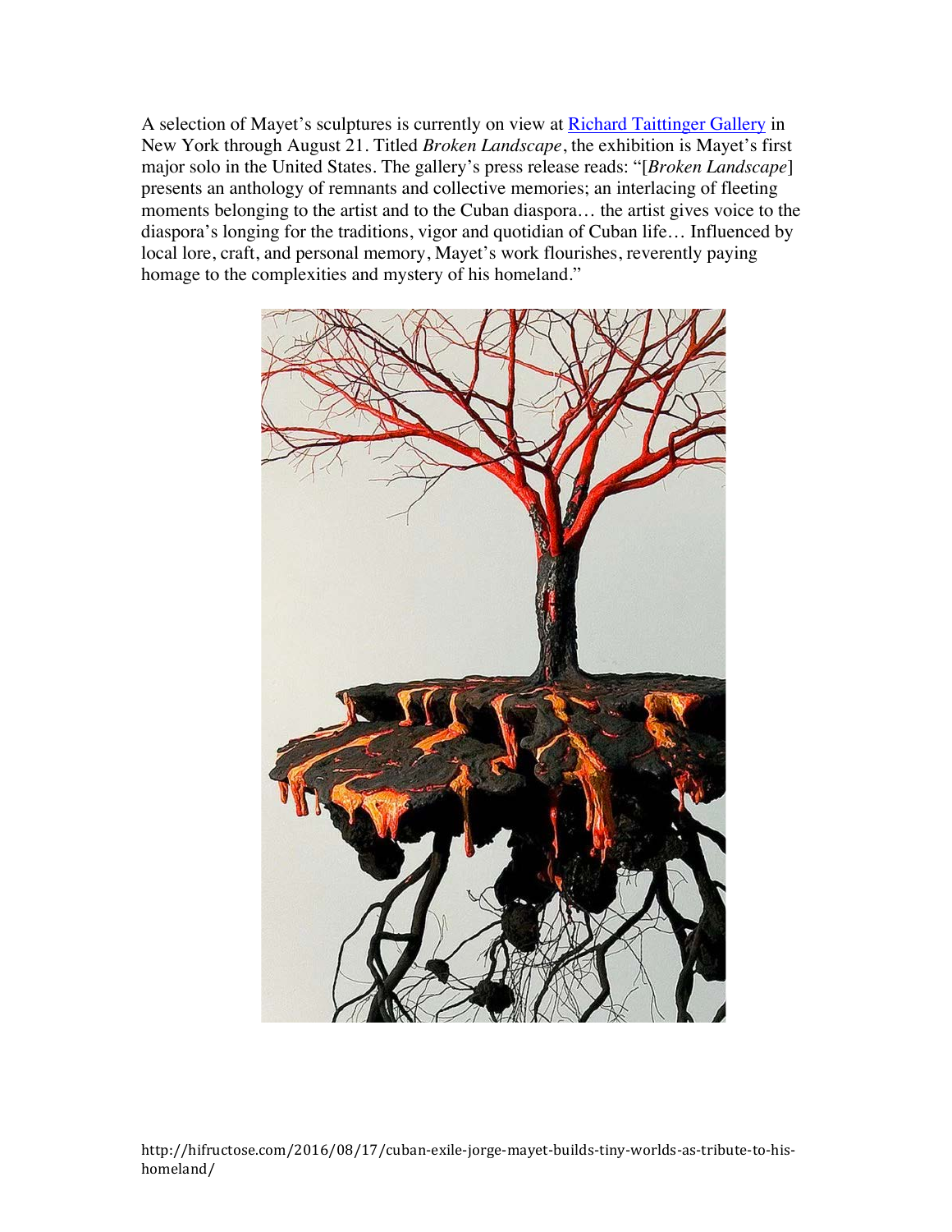A selection of Mayet's sculptures is currently on view at [Richard Taittinger Gallery] in New York through August 21. Titled *Broken Landscape*, the exhibition is Mayet's first major solo in the United States. The gallery's press release reads: "[*Broken Landscape*] presents an anthology of remnants and collective memories; an interlacing of fleeting moments belonging to the artist and to the Cuban diaspora… the artist gives voice to the diaspora's longing for the traditions, vigor and quotidian of Cuban life… Influenced by local lore, craft, and personal memory, Mayet's work flourishes, reverently paying homage to the complexities and mystery of his homeland."

http://hifructose.com/2016/08/17/cuban-exile-jorge-mayet-builds-tiny-worlds-as-tribute-to-his-homeland/